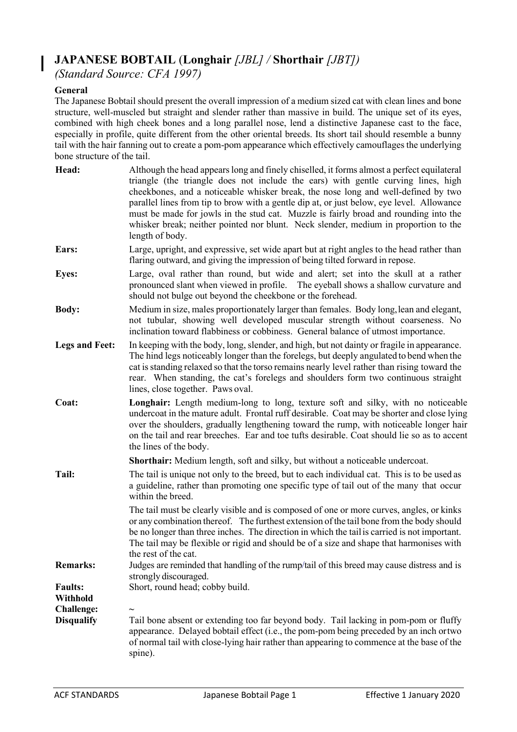# JAPANESE BOBTAIL (Longhair *[JBL] /* Shorthair *[JBT]*)

*(Standard Source: CFA 1997)*

**General**

The Japanese Bobtail should present the overall impression of a medium sized cat with clean lines and bone structure, well-muscled but straight and slender rather than massive in build. The unique set of its eyes, combined with high cheek bones and a long parallel nose, lend a distinctive Japanese cast to the face, especially in profile, quite different from the other oriental breeds. Its short tail should resemble a bunny tail with the hair fanning out to create a pom-pom appearance which effectively camouflages the underlying bone structure of the tail.

**Head:** Although the head appears long and finely chiselled, it forms almost a perfect equilateral triangle (the triangle does not include the ears) with gentle curving lines, high cheekbones, and a noticeable whisker break, the nose long and well-defined by two parallel lines from tip to brow with a gentle dip at, or just below, eye level. Allowance must be made for jowls in the stud cat. Muzzle is fairly broad and rounding into the whisker break; neither pointed nor blunt. Neck slender, medium in proportion to the length of body.

**Ears:** Large, upright, and expressive, set wide apart but at right angles to the head rather than flaring outward, and giving the impression of being tilted forward in repose.

**Eyes:** Large, oval rather than round, but wide and alert; set into the skull at a rather pronounced slant when viewed in profile. The eyeball shows a shallow curvature and should not bulge out beyond the cheekbone or the forehead.

**Body:** Medium in size, males proportionately larger than females. Body long, lean and elegant, not tubular, showing well developed muscular strength without coarseness. No inclination toward flabbiness or cobbiness. General balance of utmost importance.

**Legs and Feet:** In keeping with the body, long, slender, and high, but not dainty or fragile in appearance. The hind legs noticeably longer than the forelegs, but deeply angulated to bend when the cat is standing relaxed so that the torso remains nearly level rather than rising toward the rear. When standing, the cat's forelegs and shoulders form two continuous straight lines, close together. Paws oval.

**Coat:** **Longhair:** Length medium-long to long, texture soft and silky, with no noticeable undercoat in the mature adult. Frontal ruff desirable. Coat may be shorter and close lying over the shoulders, gradually lengthening toward the rump, with noticeable longer hair on the tail and rear breeches. Ear and toe tufts desirable. Coat should lie so as to accent the lines of the body.

**Shorthair:** Medium length, soft and silky, but without a noticeable undercoat.

**Tail:** The tail is unique not only to the breed, but to each individual cat. This is to be used as a guideline, rather than promoting one specific type of tail out of the many that occur within the breed.

The tail must be clearly visible and is composed of one or more curves, angles, or kinks or any combination thereof. The furthest extension of the tail bone from the body should be no longer than three inches. The direction in which the tail is carried is not important. The tail may be flexible or rigid and should be of a size and shape that harmonises with the rest of the cat.

**Remarks:** Judges are reminded that handling of the rump/tail of this breed may cause distress and is strongly discouraged.

**Faults:** Short, round head; cobby build.

**Withhold Challenge:** ~

**Disqualify** Tail bone absent or extending too far beyond body. Tail lacking in pom-pom or fluffy appearance. Delayed bobtail effect (i.e., the pom-pom being preceded by an inch or two of normal tail with close-lying hair rather than appearing to commence at the base of the spine).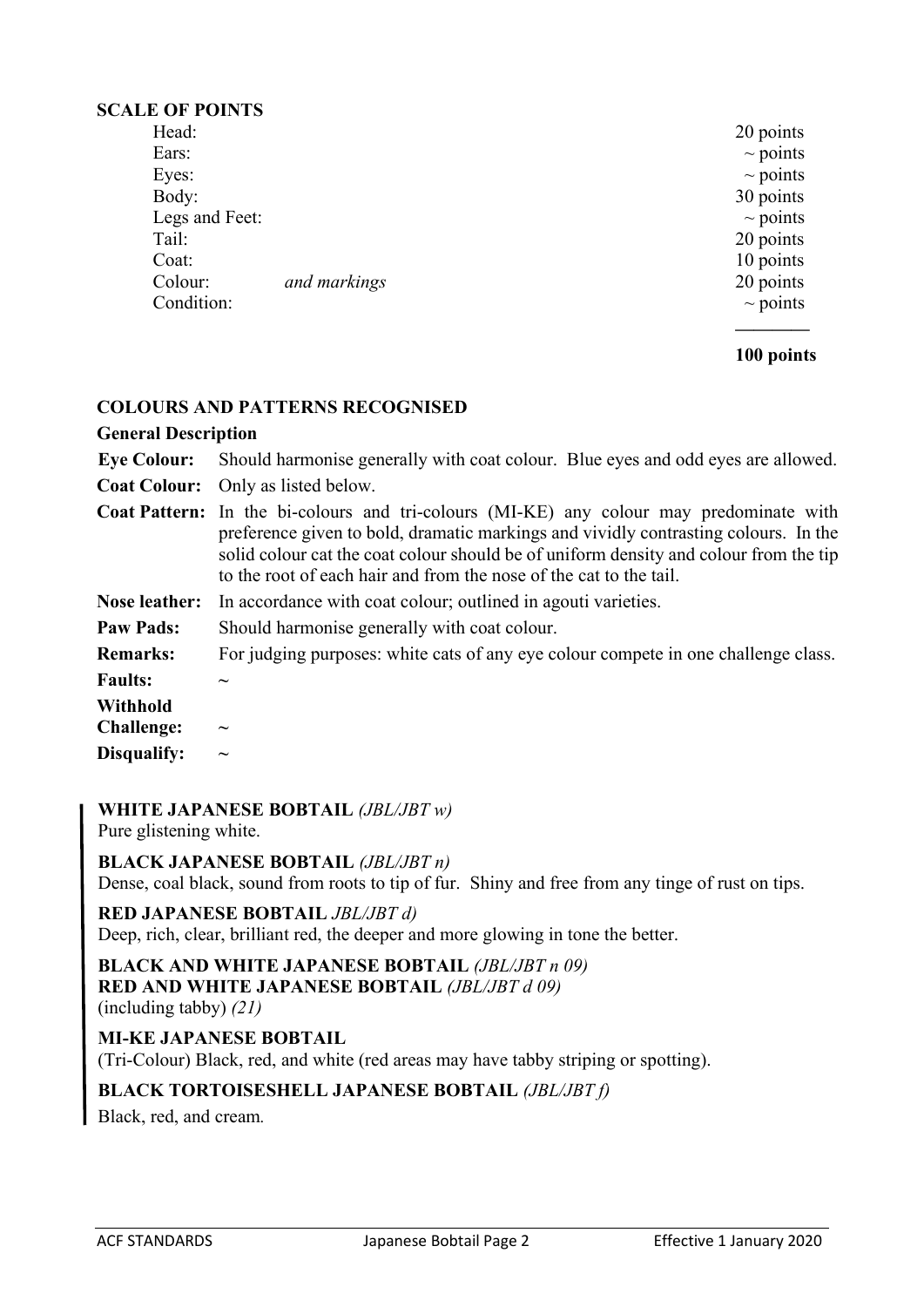## SCALE OF POINTS

| | | |
|---|---|---|
| Head: | | 20 points |
| Ears: | | ~ points |
| Eyes: | | ~ points |
| Body: | | 30 points |
| Legs and Feet: | | ~ points |
| Tail: | | 20 points |
| Coat: | | 10 points |
| Colour: | *and markings* | 20 points |
| Condition: | | ~ points |
| | | **100 points** |

## COLOURS AND PATTERNS RECOGNISED

### General Description

| | |
|---|---|
| **Eye Colour:** | Should harmonise generally with coat colour. Blue eyes and odd eyes are allowed. |
| **Coat Colour:** | Only as listed below. |
| **Coat Pattern:** | In the bi-colours and tri-colours (MI-KE) any colour may predominate with preference given to bold, dramatic markings and vividly contrasting colours. In the solid colour cat the coat colour should be of uniform density and colour from the tip to the root of each hair and from the nose of the cat to the tail. |
| **Nose leather:** | In accordance with coat colour; outlined in agouti varieties. |
| **Paw Pads:** | Should harmonise generally with coat colour. |
| **Remarks:** | For judging purposes: white cats of any eye colour compete in one challenge class. |
| **Faults:** | ~ |
| **Withhold Challenge:** | ~ |
| **Disqualify:** | ~ |

**WHITE JAPANESE BOBTAIL** *(JBL/JBT w)*
Pure glistening white.

**BLACK JAPANESE BOBTAIL** *(JBL/JBT n)*
Dense, coal black, sound from roots to tip of fur. Shiny and free from any tinge of rust on tips.

**RED JAPANESE BOBTAIL** *JBL/JBT d)*
Deep, rich, clear, brilliant red, the deeper and more glowing in tone the better.

**BLACK AND WHITE JAPANESE BOBTAIL** *(JBL/JBT n 09)*
**RED AND WHITE JAPANESE BOBTAIL** *(JBL/JBT d 09)*
(including tabby) *(21)*

**MI-KE JAPANESE BOBTAIL**
(Tri-Colour) Black, red, and white (red areas may have tabby striping or spotting).

**BLACK TORTOISESHELL JAPANESE BOBTAIL** *(JBL/JBT f)*
Black, red, and cream.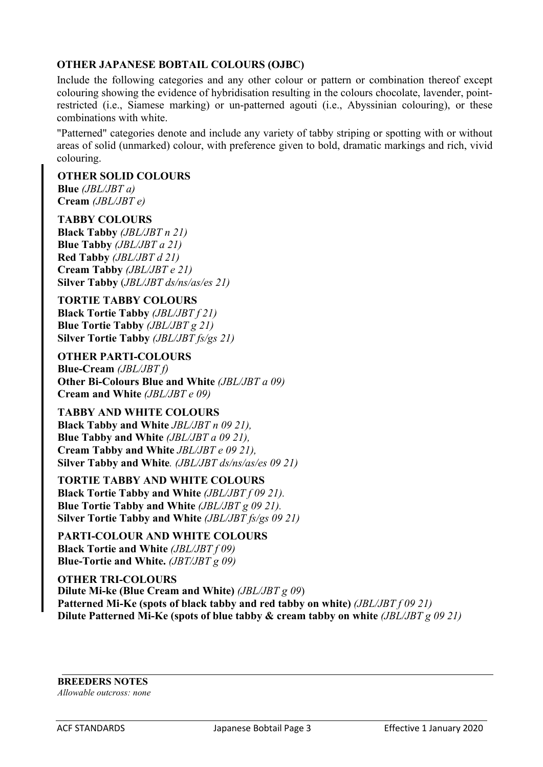### OTHER JAPANESE BOBTAIL COLOURS (OJBC)

Include the following categories and any other colour or pattern or combination thereof except colouring showing the evidence of hybridisation resulting in the colours chocolate, lavender, point-restricted (i.e., Siamese marking) or un-patterned agouti (i.e., Abyssinian colouring), or these combinations with white.

"Patterned" categories denote and include any variety of tabby striping or spotting with or without areas of solid (unmarked) colour, with preference given to bold, dramatic markings and rich, vivid colouring.

**OTHER SOLID COLOURS**
**Blue** *(JBL/JBT a)*
**Cream** *(JBL/JBT e)*

**TABBY COLOURS**
**Black Tabby** *(JBL/JBT n 21)*
**Blue Tabby** *(JBL/JBT a 21)*
**Red Tabby** *(JBL/JBT d 21)*
**Cream Tabby** *(JBL/JBT e 21)*
**Silver Tabby** (*JBL/JBT ds/ns/as/es 21)*

**TORTIE TABBY COLOURS**
**Black Tortie Tabby** *(JBL/JBT f 21)*
**Blue Tortie Tabby** *(JBL/JBT g 21)*
**Silver Tortie Tabby** *(JBL/JBT fs/gs 21)*

**OTHER PARTI-COLOURS**
**Blue-Cream** *(JBL/JBT f)*
**Other Bi-Colours Blue and White** *(JBL/JBT a 09)*
**Cream and White** *(JBL/JBT e 09)*

**TABBY AND WHITE COLOURS**
**Black Tabby and White** *JBL/JBT n 09 21),*
**Blue Tabby and White** *(JBL/JBT a 09 21),*
**Cream Tabby and White** *JBL/JBT e 09 21),*
**Silver Tabby and White***. (JBL/JBT ds/ns/as/es 09 21)*

**TORTIE TABBY AND WHITE COLOURS**
**Black Tortie Tabby and White** *(JBL/JBT f 09 21).*
**Blue Tortie Tabby and White** *(JBL/JBT g 09 21).*
**Silver Tortie Tabby and White** *(JBL/JBT fs/gs 09 21)*

**PARTI-COLOUR AND WHITE COLOURS**
**Black Tortie and White** *(JBL/JBT f 09)*
**Blue-Tortie and White.** *(JBT/JBT g 09)*

**OTHER TRI-COLOURS**
**Dilute Mi-ke (Blue Cream and White)** *(JBL/JBT g 09)*
**Patterned Mi-Ke (spots of black tabby and red tabby on white)** *(JBL/JBT f 09 21)*
**Dilute Patterned Mi-Ke (spots of blue tabby & cream tabby on white** *(JBL/JBT g 09 21)*

---

**BREEDERS NOTES**
*Allowable outcross: none*